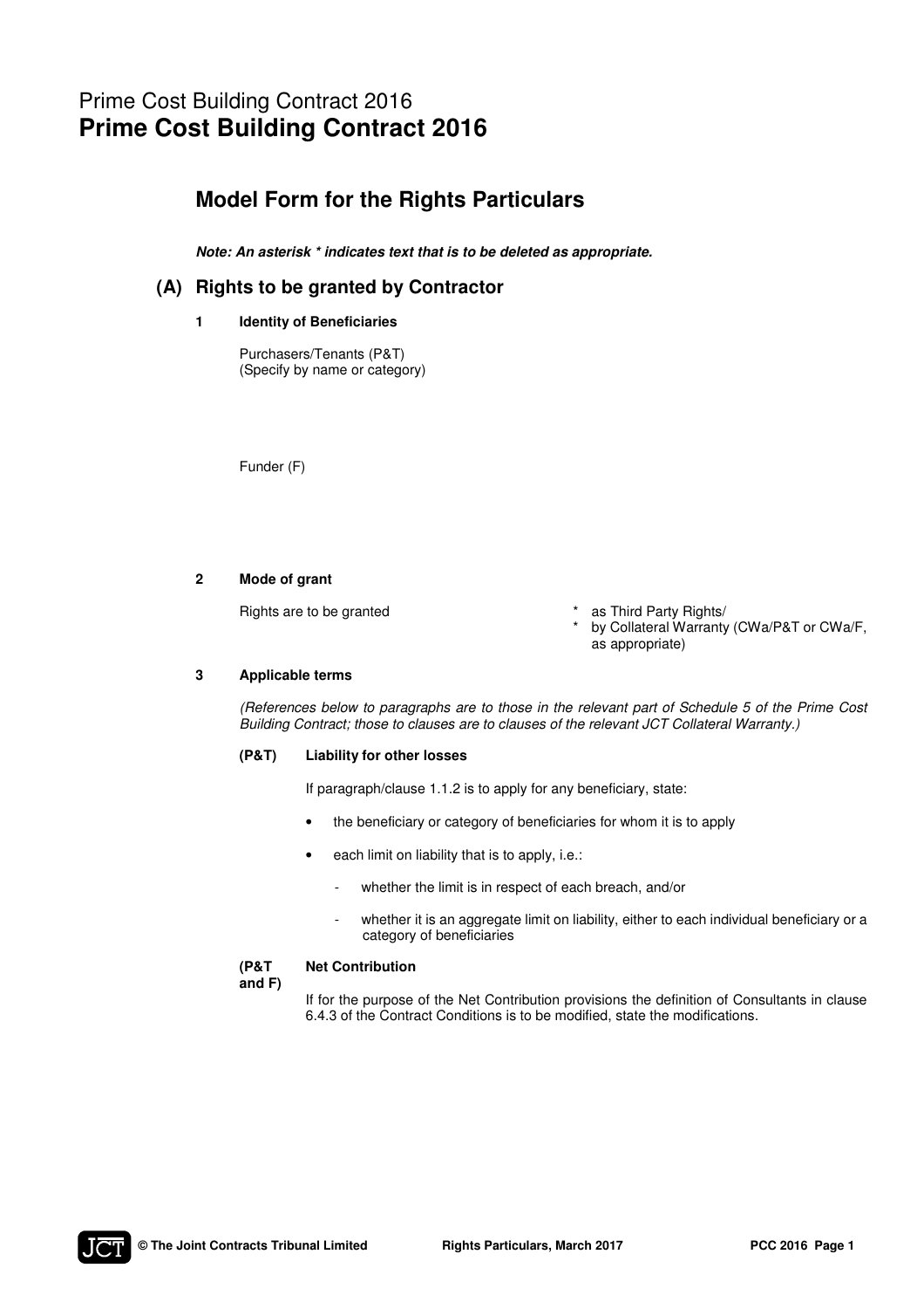# Prime Cost Building Contract 2016
# Prime Cost Building Contract 2016

## Model Form for the Rights Particulars

***Note: An asterisk * indicates text that is to be deleted as appropriate.***

## (A) Rights to be granted by Contractor

**1 Identity of Beneficiaries**

Purchasers/Tenants (P&T)
(Specify by name or category)

Funder (F)

**2 Mode of grant**

Rights are to be granted

\* as Third Party Rights/
\* by Collateral Warranty (CWa/P&T or CWa/F, as appropriate)

**3 Applicable terms**

*(References below to paragraphs are to those in the relevant part of Schedule 5 of the Prime Cost Building Contract; those to clauses are to clauses of the relevant JCT Collateral Warranty.)*

**(P&T) Liability for other losses**

If paragraph/clause 1.1.2 is to apply for any beneficiary, state:

- the beneficiary or category of beneficiaries for whom it is to apply
- each limit on liability that is to apply, i.e.:
  - whether the limit is in respect of each breach, and/or
  - whether it is an aggregate limit on liability, either to each individual beneficiary or a category of beneficiaries

**(P&T and F) Net Contribution**

If for the purpose of the Net Contribution provisions the definition of Consultants in clause 6.4.3 of the Contract Conditions is to be modified, state the modifications.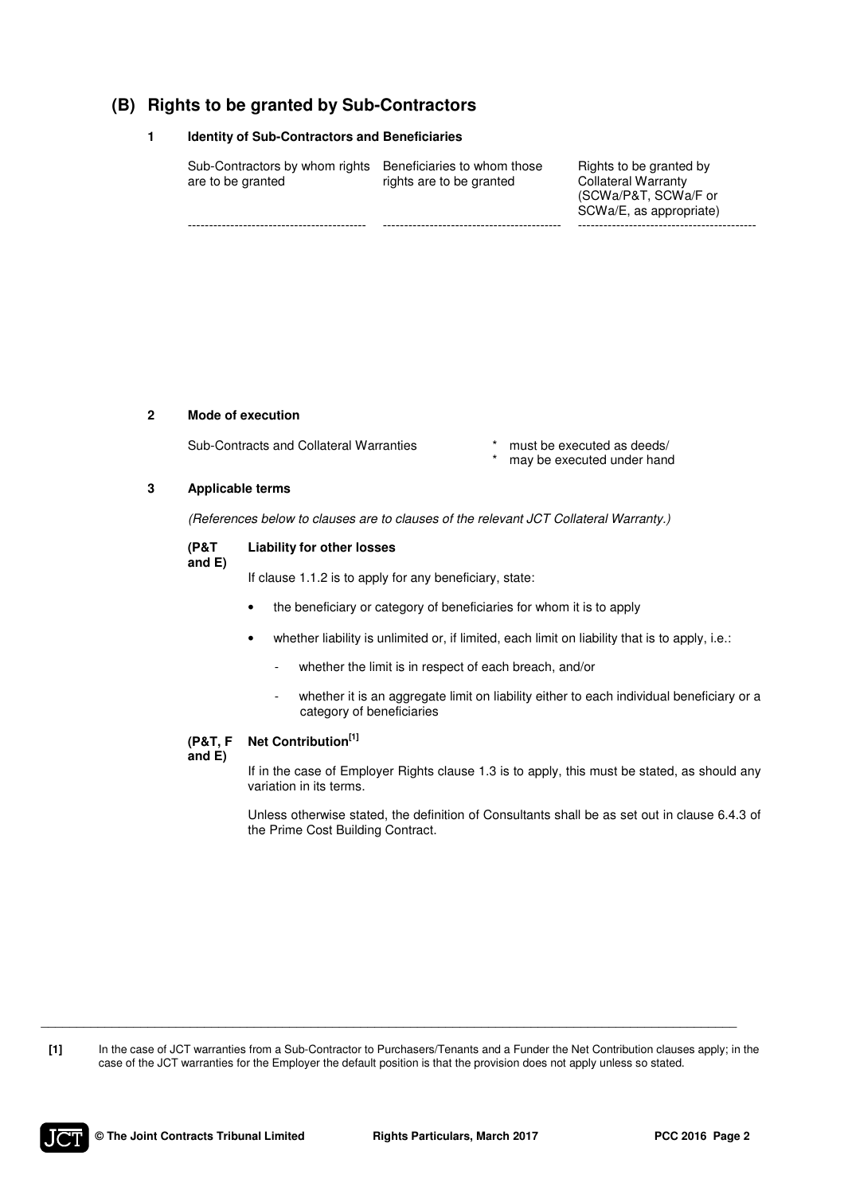## (B) Rights to be granted by Sub-Contractors

### 1 Identity of Sub-Contractors and Beneficiaries

| Sub-Contractors by whom rights are to be granted | Beneficiaries to whom those rights are to be granted | Rights to be granted by Collateral Warranty (SCWa/P&T, SCWa/F or SCWa/E, as appropriate) |
|---|---|---|
| | | |

### 2 Mode of execution

Sub-Contracts and Collateral Warranties

\* must be executed as deeds/
\* may be executed under hand

### 3 Applicable terms

*(References below to clauses are to clauses of the relevant JCT Collateral Warranty.)*

**(P&T and E) Liability for other losses**

If clause 1.1.2 is to apply for any beneficiary, state:

- the beneficiary or category of beneficiaries for whom it is to apply
- whether liability is unlimited or, if limited, each limit on liability that is to apply, i.e.:
  - whether the limit is in respect of each breach, and/or
  - whether it is an aggregate limit on liability either to each individual beneficiary or a category of beneficiaries

**(P&T, F and E) Net Contribution[1]**

If in the case of Employer Rights clause 1.3 is to apply, this must be stated, as should any variation in its terms.

Unless otherwise stated, the definition of Consultants shall be as set out in clause 6.4.3 of the Prime Cost Building Contract.

---

[1] In the case of JCT warranties from a Sub-Contractor to Purchasers/Tenants and a Funder the Net Contribution clauses apply; in the case of the JCT warranties for the Employer the default position is that the provision does not apply unless so stated.